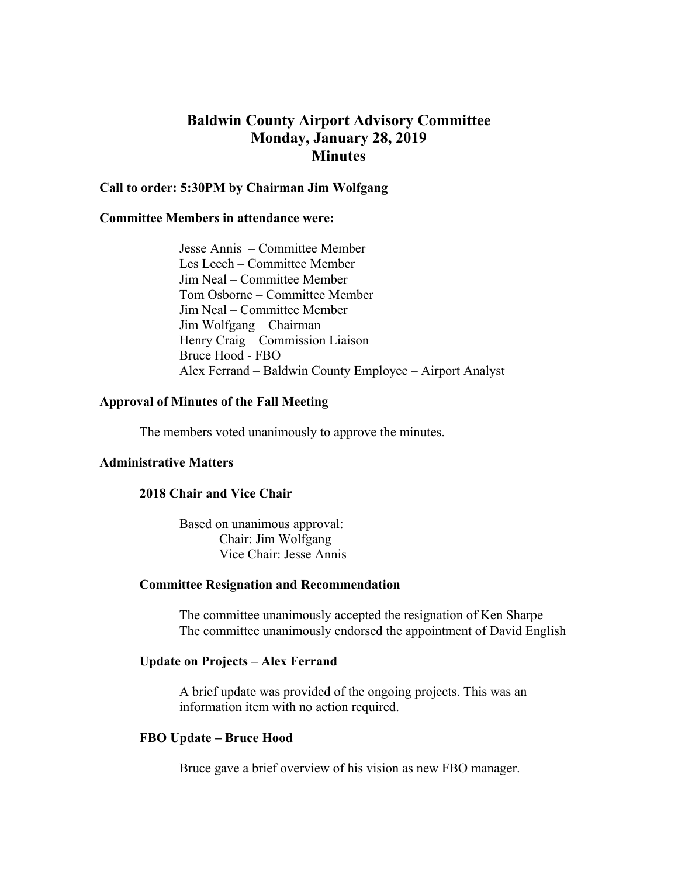# Baldwin County Airport Advisory Committee
# Monday, January 28, 2019
# Minutes

**Call to order: 5:30PM by Chairman Jim Wolfgang**

**Committee Members in attendance were:**

Jesse Annis – Committee Member
Les Leech – Committee Member
Jim Neal – Committee Member
Tom Osborne – Committee Member
Jim Neal – Committee Member
Jim Wolfgang – Chairman
Henry Craig – Commission Liaison
Bruce Hood - FBO
Alex Ferrand – Baldwin County Employee – Airport Analyst

## Approval of Minutes of the Fall Meeting

The members voted unanimously to approve the minutes.

## Administrative Matters

### 2018 Chair and Vice Chair

Based on unanimous approval:
Chair: Jim Wolfgang
Vice Chair: Jesse Annis

### Committee Resignation and Recommendation

The committee unanimously accepted the resignation of Ken Sharpe
The committee unanimously endorsed the appointment of David English

### Update on Projects – Alex Ferrand

A brief update was provided of the ongoing projects. This was an information item with no action required.

### FBO Update – Bruce Hood

Bruce gave a brief overview of his vision as new FBO manager.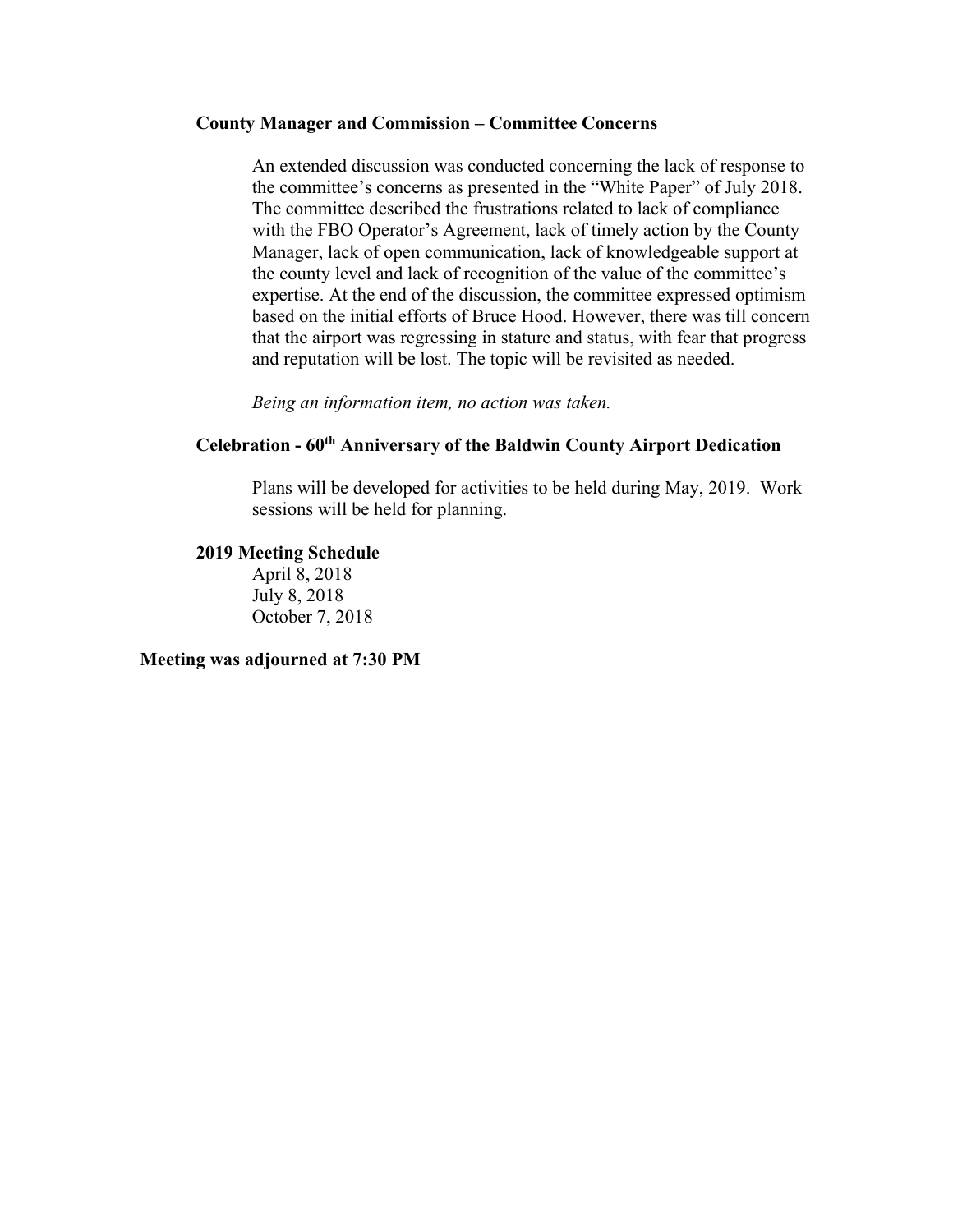### County Manager and Commission – Committee Concerns

An extended discussion was conducted concerning the lack of response to the committee's concerns as presented in the "White Paper" of July 2018. The committee described the frustrations related to lack of compliance with the FBO Operator's Agreement, lack of timely action by the County Manager, lack of open communication, lack of knowledgeable support at the county level and lack of recognition of the value of the committee's expertise. At the end of the discussion, the committee expressed optimism based on the initial efforts of Bruce Hood. However, there was till concern that the airport was regressing in stature and status, with fear that progress and reputation will be lost. The topic will be revisited as needed.

*Being an information item, no action was taken.*

### Celebration - 60th Anniversary of the Baldwin County Airport Dedication

Plans will be developed for activities to be held during May, 2019. Work sessions will be held for planning.

### 2019 Meeting Schedule

April 8, 2018
July 8, 2018
October 7, 2018

**Meeting was adjourned at 7:30 PM**